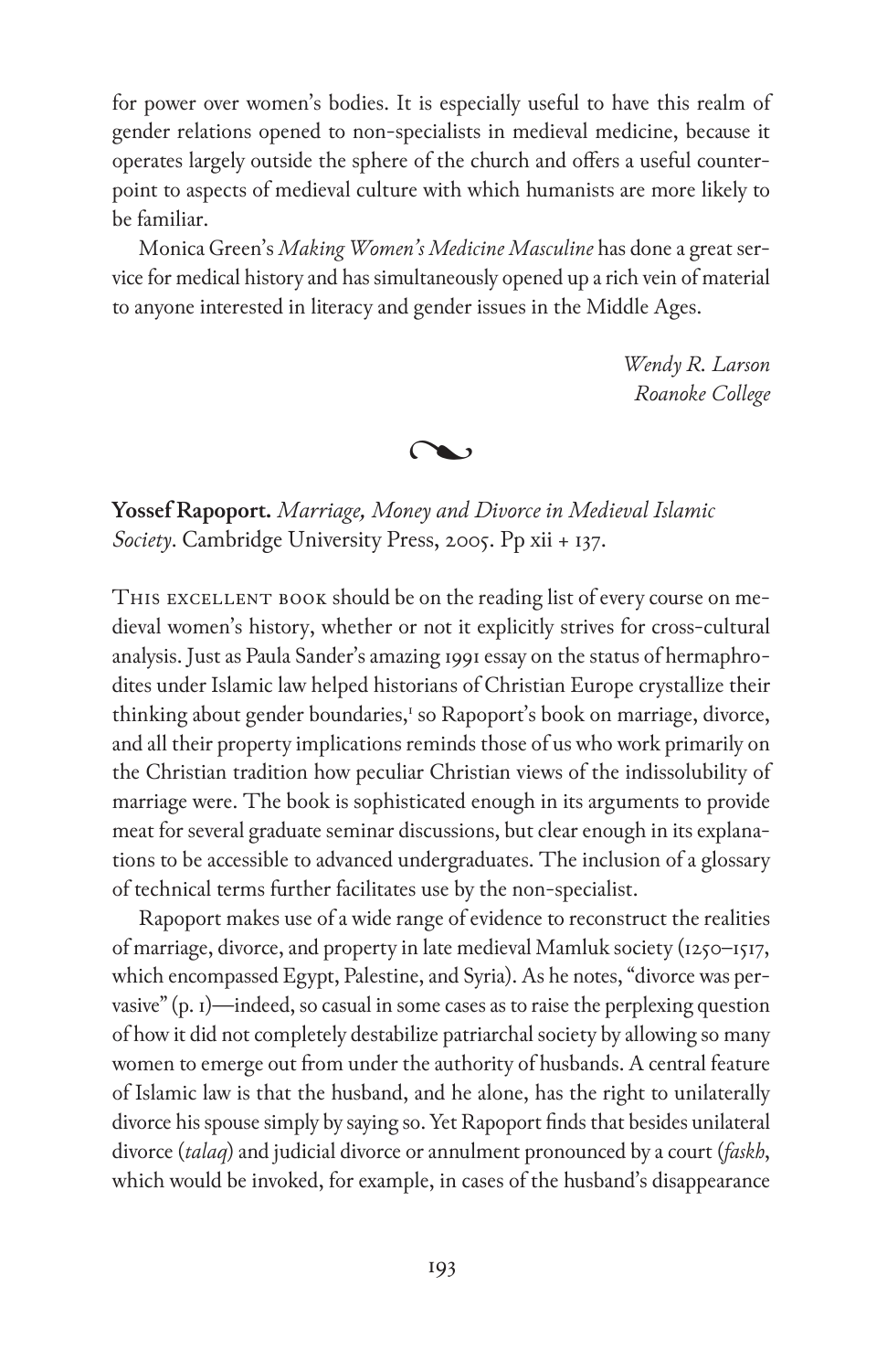for power over women's bodies. It is especially useful to have this realm of gender relations opened to non-specialists in medieval medicine, because it operates largely outside the sphere of the church and offers a useful counterpoint to aspects of medieval culture with which humanists are more likely to be familiar.

Monica Green's *Making Women's Medicine Masculine* has done a great service for medical history and has simultaneously opened up a rich vein of material to anyone interested in literacy and gender issues in the Middle Ages.

*Wendy R. Larson*
*Roanoke College*

---

**Yossef Rapoport.** *Marriage, Money and Divorce in Medieval Islamic Society*. Cambridge University Press, 2005. Pp xii + 137.

This excellent book should be on the reading list of every course on medieval women's history, whether or not it explicitly strives for cross-cultural analysis. Just as Paula Sander's amazing 1991 essay on the status of hermaphrodites under Islamic law helped historians of Christian Europe crystallize their thinking about gender boundaries,[1] so Rapoport's book on marriage, divorce, and all their property implications reminds those of us who work primarily on the Christian tradition how peculiar Christian views of the indissolubility of marriage were. The book is sophisticated enough in its arguments to provide meat for several graduate seminar discussions, but clear enough in its explanations to be accessible to advanced undergraduates. The inclusion of a glossary of technical terms further facilitates use by the non-specialist.

Rapoport makes use of a wide range of evidence to reconstruct the realities of marriage, divorce, and property in late medieval Mamluk society (1250–1517, which encompassed Egypt, Palestine, and Syria). As he notes, "divorce was pervasive" (p. 1)—indeed, so casual in some cases as to raise the perplexing question of how it did not completely destabilize patriarchal society by allowing so many women to emerge out from under the authority of husbands. A central feature of Islamic law is that the husband, and he alone, has the right to unilaterally divorce his spouse simply by saying so. Yet Rapoport finds that besides unilateral divorce (*talaq*) and judicial divorce or annulment pronounced by a court (*faskh*, which would be invoked, for example, in cases of the husband's disappearance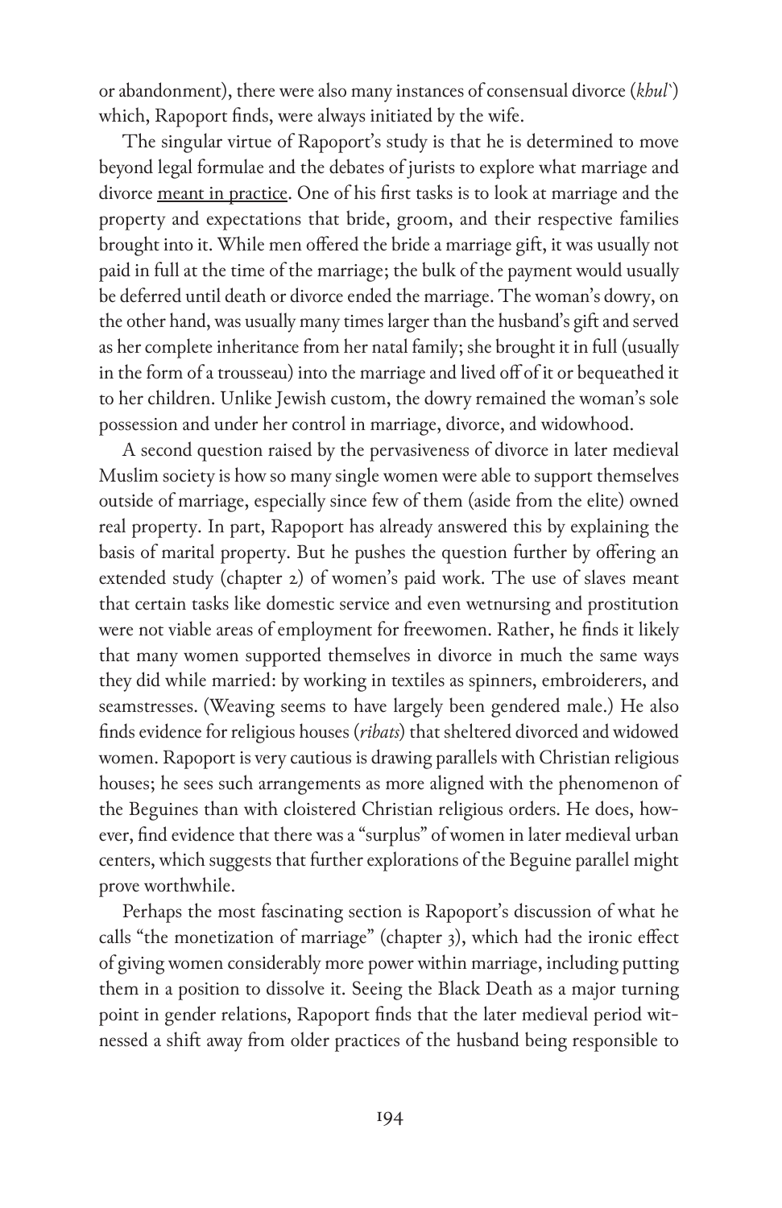or abandonment), there were also many instances of consensual divorce (*khul`*) which, Rapoport finds, were always initiated by the wife.

The singular virtue of Rapoport's study is that he is determined to move beyond legal formulae and the debates of jurists to explore what marriage and divorce <u>meant in practice</u>. One of his first tasks is to look at marriage and the property and expectations that bride, groom, and their respective families brought into it. While men offered the bride a marriage gift, it was usually not paid in full at the time of the marriage; the bulk of the payment would usually be deferred until death or divorce ended the marriage. The woman's dowry, on the other hand, was usually many times larger than the husband's gift and served as her complete inheritance from her natal family; she brought it in full (usually in the form of a trousseau) into the marriage and lived off of it or bequeathed it to her children. Unlike Jewish custom, the dowry remained the woman's sole possession and under her control in marriage, divorce, and widowhood.

A second question raised by the pervasiveness of divorce in later medieval Muslim society is how so many single women were able to support themselves outside of marriage, especially since few of them (aside from the elite) owned real property. In part, Rapoport has already answered this by explaining the basis of marital property. But he pushes the question further by offering an extended study (chapter 2) of women's paid work. The use of slaves meant that certain tasks like domestic service and even wetnursing and prostitution were not viable areas of employment for freewomen. Rather, he finds it likely that many women supported themselves in divorce in much the same ways they did while married: by working in textiles as spinners, embroiderers, and seamstresses. (Weaving seems to have largely been gendered male.) He also finds evidence for religious houses (*ribats*) that sheltered divorced and widowed women. Rapoport is very cautious is drawing parallels with Christian religious houses; he sees such arrangements as more aligned with the phenomenon of the Beguines than with cloistered Christian religious orders. He does, however, find evidence that there was a "surplus" of women in later medieval urban centers, which suggests that further explorations of the Beguine parallel might prove worthwhile.

Perhaps the most fascinating section is Rapoport's discussion of what he calls "the monetization of marriage" (chapter 3), which had the ironic effect of giving women considerably more power within marriage, including putting them in a position to dissolve it. Seeing the Black Death as a major turning point in gender relations, Rapoport finds that the later medieval period witnessed a shift away from older practices of the husband being responsible to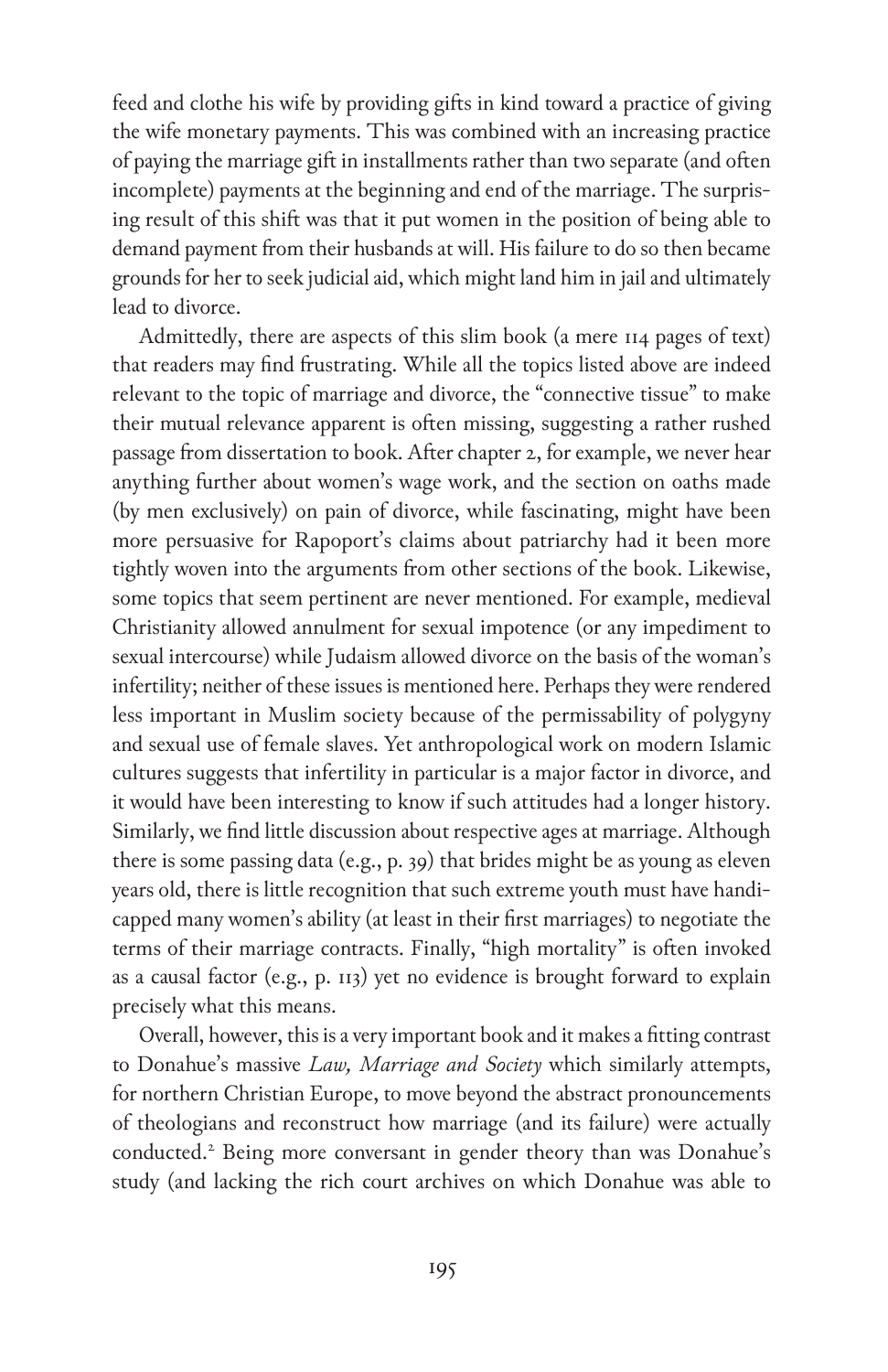feed and clothe his wife by providing gifts in kind toward a practice of giving the wife monetary payments. This was combined with an increasing practice of paying the marriage gift in installments rather than two separate (and often incomplete) payments at the beginning and end of the marriage. The surprising result of this shift was that it put women in the position of being able to demand payment from their husbands at will. His failure to do so then became grounds for her to seek judicial aid, which might land him in jail and ultimately lead to divorce.

Admittedly, there are aspects of this slim book (a mere 114 pages of text) that readers may find frustrating. While all the topics listed above are indeed relevant to the topic of marriage and divorce, the "connective tissue" to make their mutual relevance apparent is often missing, suggesting a rather rushed passage from dissertation to book. After chapter 2, for example, we never hear anything further about women's wage work, and the section on oaths made (by men exclusively) on pain of divorce, while fascinating, might have been more persuasive for Rapoport's claims about patriarchy had it been more tightly woven into the arguments from other sections of the book. Likewise, some topics that seem pertinent are never mentioned. For example, medieval Christianity allowed annulment for sexual impotence (or any impediment to sexual intercourse) while Judaism allowed divorce on the basis of the woman's infertility; neither of these issues is mentioned here. Perhaps they were rendered less important in Muslim society because of the permissability of polygyny and sexual use of female slaves. Yet anthropological work on modern Islamic cultures suggests that infertility in particular is a major factor in divorce, and it would have been interesting to know if such attitudes had a longer history. Similarly, we find little discussion about respective ages at marriage. Although there is some passing data (e.g., p. 39) that brides might be as young as eleven years old, there is little recognition that such extreme youth must have handicapped many women's ability (at least in their first marriages) to negotiate the terms of their marriage contracts. Finally, "high mortality" is often invoked as a causal factor (e.g., p. 113) yet no evidence is brought forward to explain precisely what this means.

Overall, however, this is a very important book and it makes a fitting contrast to Donahue's massive *Law, Marriage and Society* which similarly attempts, for northern Christian Europe, to move beyond the abstract pronouncements of theologians and reconstruct how marriage (and its failure) were actually conducted.[2] Being more conversant in gender theory than was Donahue's study (and lacking the rich court archives on which Donahue was able to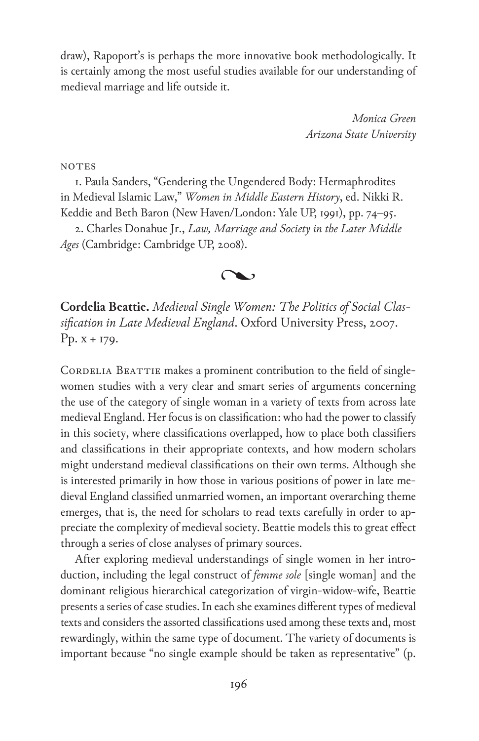draw), Rapoport's is perhaps the more innovative book methodologically. It is certainly among the most useful studies available for our understanding of medieval marriage and life outside it.

*Monica Green*
*Arizona State University*

NOTES

1. Paula Sanders, "Gendering the Ungendered Body: Hermaphrodites in Medieval Islamic Law," *Women in Middle Eastern History*, ed. Nikki R. Keddie and Beth Baron (New Haven/London: Yale UP, 1991), pp. 74–95.

2. Charles Donahue Jr., *Law, Marriage and Society in the Later Middle Ages* (Cambridge: Cambridge UP, 2008).

**Cordelia Beattie.** *Medieval Single Women: The Politics of Social Classification in Late Medieval England*. Oxford University Press, 2007. Pp. x + 179.

CORDELIA BEATTIE makes a prominent contribution to the field of single-women studies with a very clear and smart series of arguments concerning the use of the category of single woman in a variety of texts from across late medieval England. Her focus is on classification: who had the power to classify in this society, where classifications overlapped, how to place both classifiers and classifications in their appropriate contexts, and how modern scholars might understand medieval classifications on their own terms. Although she is interested primarily in how those in various positions of power in late medieval England classified unmarried women, an important overarching theme emerges, that is, the need for scholars to read texts carefully in order to appreciate the complexity of medieval society. Beattie models this to great effect through a series of close analyses of primary sources.

After exploring medieval understandings of single women in her introduction, including the legal construct of *femme sole* [single woman] and the dominant religious hierarchical categorization of virgin-widow-wife, Beattie presents a series of case studies. In each she examines different types of medieval texts and considers the assorted classifications used among these texts and, most rewardingly, within the same type of document. The variety of documents is important because "no single example should be taken as representative" (p.